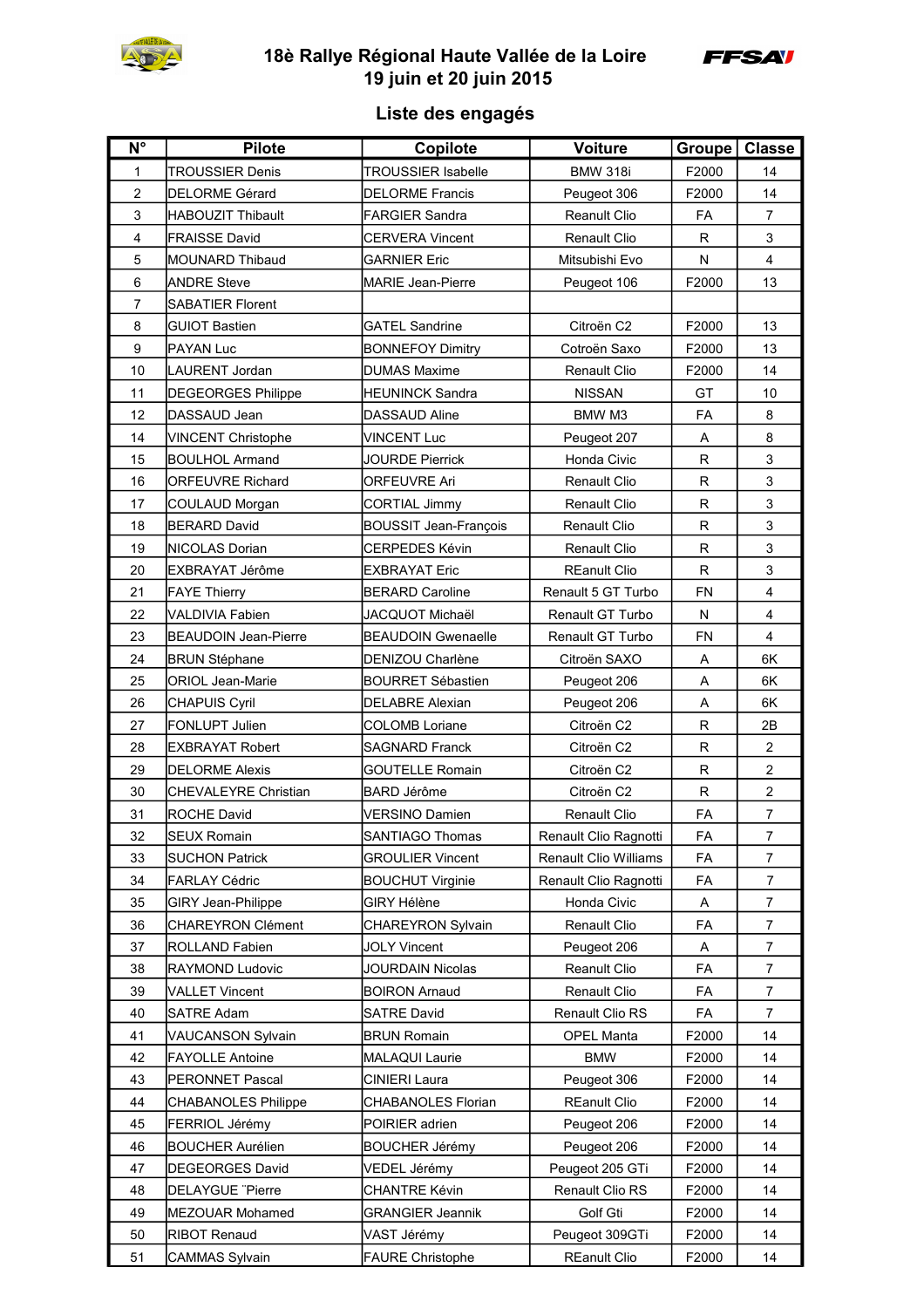# 18è Rallye Régional Haute Vallée de la Loire
## 19 juin et 20 juin 2015

## Liste des engagés

| N° | Pilote | Copilote | Voiture | Groupe | Classe |
|---|---|---|---|---|---|
| 1 | TROUSSIER Denis | TROUSSIER Isabelle | BMW 318i | F2000 | 14 |
| 2 | DELORME Gérard | DELORME Francis | Peugeot 306 | F2000 | 14 |
| 3 | HABOUZIT Thibault | FARGIER Sandra | Reanult Clio | FA | 7 |
| 4 | FRAISSE David | CERVERA Vincent | Renault Clio | R | 3 |
| 5 | MOUNARD Thibaud | GARNIER Eric | Mitsubishi Evo | N | 4 |
| 6 | ANDRE Steve | MARIE Jean-Pierre | Peugeot 106 | F2000 | 13 |
| 7 | SABATIER Florent | | | | |
| 8 | GUIOT Bastien | GATEL Sandrine | Citroën C2 | F2000 | 13 |
| 9 | PAYAN Luc | BONNEFOY Dimitry | Cotroën Saxo | F2000 | 13 |
| 10 | LAURENT Jordan | DUMAS Maxime | Renault Clio | F2000 | 14 |
| 11 | DEGEORGES Philippe | HEUNINCK Sandra | NISSAN | GT | 10 |
| 12 | DASSAUD Jean | DASSAUD Aline | BMW M3 | FA | 8 |
| 14 | VINCENT Christophe | VINCENT Luc | Peugeot 207 | A | 8 |
| 15 | BOULHOL Armand | JOURDE Pierrick | Honda Civic | R | 3 |
| 16 | ORFEUVRE Richard | ORFEUVRE Ari | Renault Clio | R | 3 |
| 17 | COULAUD Morgan | CORTIAL Jimmy | Renault Clio | R | 3 |
| 18 | BERARD David | BOUSSIT Jean-François | Renault Clio | R | 3 |
| 19 | NICOLAS Dorian | CERPEDES Kévin | Renault Clio | R | 3 |
| 20 | EXBRAYAT Jérôme | EXBRAYAT Eric | REanult Clio | R | 3 |
| 21 | FAYE Thierry | BERARD Caroline | Renault 5 GT Turbo | FN | 4 |
| 22 | VALDIVIA Fabien | JACQUOT Michaël | Renault GT Turbo | N | 4 |
| 23 | BEAUDOIN Jean-Pierre | BEAUDOIN Gwenaelle | Renault GT Turbo | FN | 4 |
| 24 | BRUN Stéphane | DENIZOU Charlène | Citroën SAXO | A | 6K |
| 25 | ORIOL Jean-Marie | BOURRET Sébastien | Peugeot 206 | A | 6K |
| 26 | CHAPUIS Cyril | DELABRE Alexian | Peugeot 206 | A | 6K |
| 27 | FONLUPT Julien | COLOMB Loriane | Citroën C2 | R | 2B |
| 28 | EXBRAYAT Robert | SAGNARD Franck | Citroën C2 | R | 2 |
| 29 | DELORME Alexis | GOUTELLE Romain | Citroën C2 | R | 2 |
| 30 | CHEVALEYRE Christian | BARD Jérôme | Citroën C2 | R | 2 |
| 31 | ROCHE David | VERSINO Damien | Renault Clio | FA | 7 |
| 32 | SEUX Romain | SANTIAGO Thomas | Renault Clio Ragnotti | FA | 7 |
| 33 | SUCHON Patrick | GROULIER Vincent | Renault Clio Williams | FA | 7 |
| 34 | FARLAY Cédric | BOUCHUT Virginie | Renault Clio Ragnotti | FA | 7 |
| 35 | GIRY Jean-Philippe | GIRY Hélène | Honda Civic | A | 7 |
| 36 | CHAREYRON Clément | CHAREYRON Sylvain | Renault Clio | FA | 7 |
| 37 | ROLLAND Fabien | JOLY Vincent | Peugeot 206 | A | 7 |
| 38 | RAYMOND Ludovic | JOURDAIN Nicolas | Reanult Clio | FA | 7 |
| 39 | VALLET Vincent | BOIRON Arnaud | Renault Clio | FA | 7 |
| 40 | SATRE Adam | SATRE David | Renault Clio RS | FA | 7 |
| 41 | VAUCANSON Sylvain | BRUN Romain | OPEL Manta | F2000 | 14 |
| 42 | FAYOLLE Antoine | MALAQUI Laurie | BMW | F2000 | 14 |
| 43 | PERONNET Pascal | CINIERI Laura | Peugeot 306 | F2000 | 14 |
| 44 | CHABANOLES Philippe | CHABANOLES Florian | REanult Clio | F2000 | 14 |
| 45 | FERRIOL Jérémy | POIRIER adrien | Peugeot 206 | F2000 | 14 |
| 46 | BOUCHER Aurélien | BOUCHER Jérémy | Peugeot 206 | F2000 | 14 |
| 47 | DEGEORGES David | VEDEL Jérémy | Peugeot 205 GTi | F2000 | 14 |
| 48 | DELAYGUE ¨Pierre | CHANTRE Kévin | Renault Clio RS | F2000 | 14 |
| 49 | MEZOUAR Mohamed | GRANGIER Jeannik | Golf Gti | F2000 | 14 |
| 50 | RIBOT Renaud | VAST Jérémy | Peugeot 309GTi | F2000 | 14 |
| 51 | CAMMAS Sylvain | FAURE Christophe | REanult Clio | F2000 | 14 |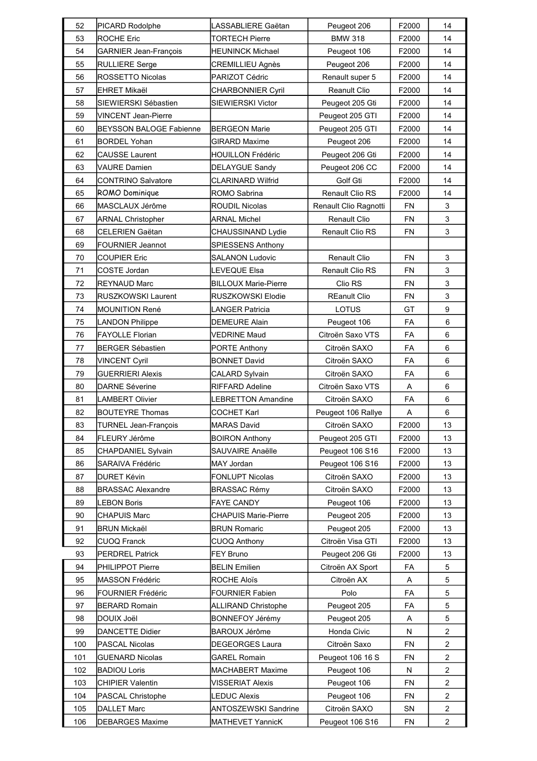| 52 | PICARD Rodolphe | LASSABLIERE Gaëtan | Peugeot 206 | F2000 | 14 |
|---|---|---|---|---|---|
| 53 | ROCHE Eric | TORTECH Pierre | BMW 318 | F2000 | 14 |
| 54 | GARNIER Jean-François | HEUNINCK Michael | Peugeot 106 | F2000 | 14 |
| 55 | RULLIERE Serge | CREMILLIEU Agnès | Peugeot 206 | F2000 | 14 |
| 56 | ROSSETTO Nicolas | PARIZOT Cédric | Renault super 5 | F2000 | 14 |
| 57 | EHRET Mikaël | CHARBONNIER Cyril | Reanult Clio | F2000 | 14 |
| 58 | SIEWIERSKI Sébastien | SIEWIERSKI Victor | Peugeot 205 Gti | F2000 | 14 |
| 59 | VINCENT Jean-Pierre | | Peugeot 205 GTI | F2000 | 14 |
| 60 | BEYSSON BALOGE Fabienne | BERGEON Marie | Peugeot 205 GTI | F2000 | 14 |
| 61 | BORDEL Yohan | GIRARD Maxime | Peugeot 206 | F2000 | 14 |
| 62 | CAUSSE Laurent | HOUILLON Frédéric | Peugeot 206 Gti | F2000 | 14 |
| 63 | VAURE Damien | DELAYGUE Sandy | Peugeot 206 CC | F2000 | 14 |
| 64 | CONTRINO Salvatore | CLARINARD Wilfrid | Golf Gti | F2000 | 14 |
| 65 | ROMO Dominique | ROMO Sabrina | Renault Clio RS | F2000 | 14 |
| 66 | MASCLAUX Jérôme | ROUDIL Nicolas | Renault Clio Ragnotti | FN | 3 |
| 67 | ARNAL Christopher | ARNAL Michel | Renault Clio | FN | 3 |
| 68 | CELERIEN Gaëtan | CHAUSSINAND Lydie | Renault Clio RS | FN | 3 |
| 69 | FOURNIER Jeannot | SPIESSENS Anthony | | | |
| 70 | COUPIER Eric | SALANON Ludovic | Renault Clio | FN | 3 |
| 71 | COSTE Jordan | LEVEQUE Elsa | Renault Clio RS | FN | 3 |
| 72 | REYNAUD Marc | BILLOUX Marie-Pierre | Clio RS | FN | 3 |
| 73 | RUSZKOWSKI Laurent | RUSZKOWSKI Elodie | REanult Clio | FN | 3 |
| 74 | MOUNITION René | LANGER Patricia | LOTUS | GT | 9 |
| 75 | LANDON Philippe | DEMEURE Alain | Peugeot 106 | FA | 6 |
| 76 | FAYOLLE Florian | VEDRINE Maud | Citroën Saxo VTS | FA | 6 |
| 77 | BERGER Sébastien | PORTE Anthony | Citroën SAXO | FA | 6 |
| 78 | VINCENT Cyril | BONNET David | Citroën SAXO | FA | 6 |
| 79 | GUERRIERI Alexis | CALARD Sylvain | Citroën SAXO | FA | 6 |
| 80 | DARNE Séverine | RIFFARD Adeline | Citroën Saxo VTS | A | 6 |
| 81 | LAMBERT Olivier | LEBRETTON Amandine | Citroën SAXO | FA | 6 |
| 82 | BOUTEYRE Thomas | COCHET Karl | Peugeot 106 Rallye | A | 6 |
| 83 | TURNEL Jean-François | MARAS David | Citroën SAXO | F2000 | 13 |
| 84 | FLEURY Jérôme | BOIRON Anthony | Peugeot 205 GTI | F2000 | 13 |
| 85 | CHAPDANIEL Sylvain | SAUVAIRE Anaëlle | Peugeot 106 S16 | F2000 | 13 |
| 86 | SARAIVA Frédéric | MAY Jordan | Peugeot 106 S16 | F2000 | 13 |
| 87 | DURET Kévin | FONLUPT Nicolas | Citroën SAXO | F2000 | 13 |
| 88 | BRASSAC Alexandre | BRASSAC Rémy | Citroën SAXO | F2000 | 13 |
| 89 | LEBON Boris | FAYE CANDY | Peugeot 106 | F2000 | 13 |
| 90 | CHAPUIS Marc | CHAPUIS Marie-Pierre | Peugeot 205 | F2000 | 13 |
| 91 | BRUN Mickaël | BRUN Romaric | Peugeot 205 | F2000 | 13 |
| 92 | CUOQ Franck | CUOQ Anthony | Citroën Visa GTI | F2000 | 13 |
| 93 | PERDREL Patrick | FEY Bruno | Peugeot 206 Gti | F2000 | 13 |
| 94 | PHILIPPOT Pierre | BELIN Emilien | Citroën AX Sport | FA | 5 |
| 95 | MASSON Frédéric | ROCHE Aloïs | Citroën AX | A | 5 |
| 96 | FOURNIER Frédéric | FOURNIER Fabien | Polo | FA | 5 |
| 97 | BERARD Romain | ALLIRAND Christophe | Peugeot 205 | FA | 5 |
| 98 | DOUIX Joël | BONNEFOY Jérémy | Peugeot 205 | A | 5 |
| 99 | DANCETTE Didier | BAROUX Jérôme | Honda Civic | N | 2 |
| 100 | PASCAL Nicolas | DEGEORGES Laura | Citroën Saxo | FN | 2 |
| 101 | GUENARD Nicolas | GAREL Romain | Peugeot 106 16 S | FN | 2 |
| 102 | BADIOU Loris | MACHABERT Maxime | Peugeot 106 | N | 2 |
| 103 | CHIPIER Valentin | VISSERIAT Alexis | Peugeot 106 | FN | 2 |
| 104 | PASCAL Christophe | LEDUC Alexis | Peugeot 106 | FN | 2 |
| 105 | DALLET Marc | ANTOSZEWSKI Sandrine | Citroën SAXO | SN | 2 |
| 106 | DEBARGES Maxime | MATHEVET YannicK | Peugeot 106 S16 | FN | 2 |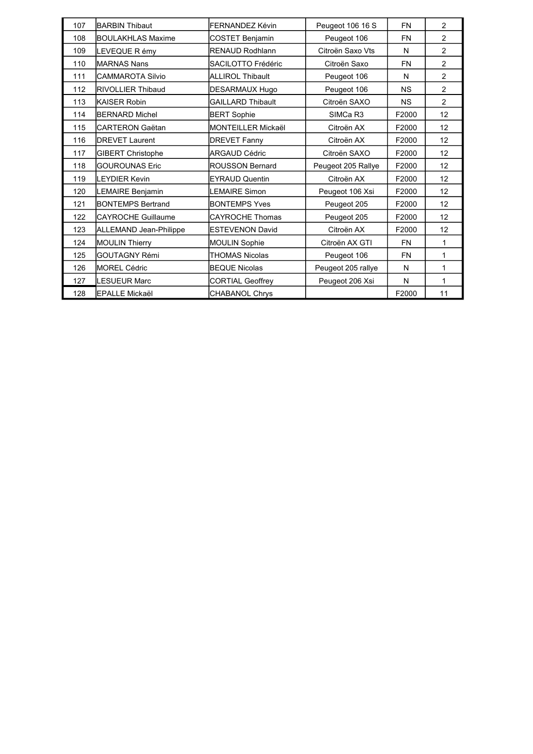| | | | | | |
|---|---|---|---|---|---|
| 107 | BARBIN Thibaut | FERNANDEZ Kévin | Peugeot 106 16 S | FN | 2 |
| 108 | BOULAKHLAS Maxime | COSTET Benjamin | Peugeot 106 | FN | 2 |
| 109 | LEVEQUE R émy | RENAUD Rodhlann | Citroën Saxo Vts | N | 2 |
| 110 | MARNAS Nans | SACILOTTO Frédéric | Citroën Saxo | FN | 2 |
| 111 | CAMMAROTA Silvio | ALLIROL Thibault | Peugeot 106 | N | 2 |
| 112 | RIVOLLIER Thibaud | DESARMAUX Hugo | Peugeot 106 | NS | 2 |
| 113 | KAISER Robin | GAILLARD Thibault | Citroën SAXO | NS | 2 |
| 114 | BERNARD Michel | BERT Sophie | SIMCa R3 | F2000 | 12 |
| 115 | CARTERON Gaëtan | MONTEILLER Mickaël | Citroën AX | F2000 | 12 |
| 116 | DREVET Laurent | DREVET Fanny | Citroën AX | F2000 | 12 |
| 117 | GIBERT Christophe | ARGAUD Cédric | Citroën SAXO | F2000 | 12 |
| 118 | GOUROUNAS Eric | ROUSSON Bernard | Peugeot 205 Rallye | F2000 | 12 |
| 119 | LEYDIER Kevin | EYRAUD Quentin | Citroën AX | F2000 | 12 |
| 120 | LEMAIRE Benjamin | LEMAIRE Simon | Peugeot 106 Xsi | F2000 | 12 |
| 121 | BONTEMPS Bertrand | BONTEMPS Yves | Peugeot 205 | F2000 | 12 |
| 122 | CAYROCHE Guillaume | CAYROCHE Thomas | Peugeot 205 | F2000 | 12 |
| 123 | ALLEMAND Jean-Philippe | ESTEVENON David | Citroën AX | F2000 | 12 |
| 124 | MOULIN Thierry | MOULIN Sophie | Citroën AX GTI | FN | 1 |
| 125 | GOUTAGNY Rémi | THOMAS Nicolas | Peugeot 106 | FN | 1 |
| 126 | MOREL Cédric | BEQUE Nicolas | Peugeot 205 rallye | N | 1 |
| 127 | LESUEUR Marc | CORTIAL Geoffrey | Peugeot 206 Xsi | N | 1 |
| 128 | EPALLE Mickaël | CHABANOL Chrys | | F2000 | 11 |